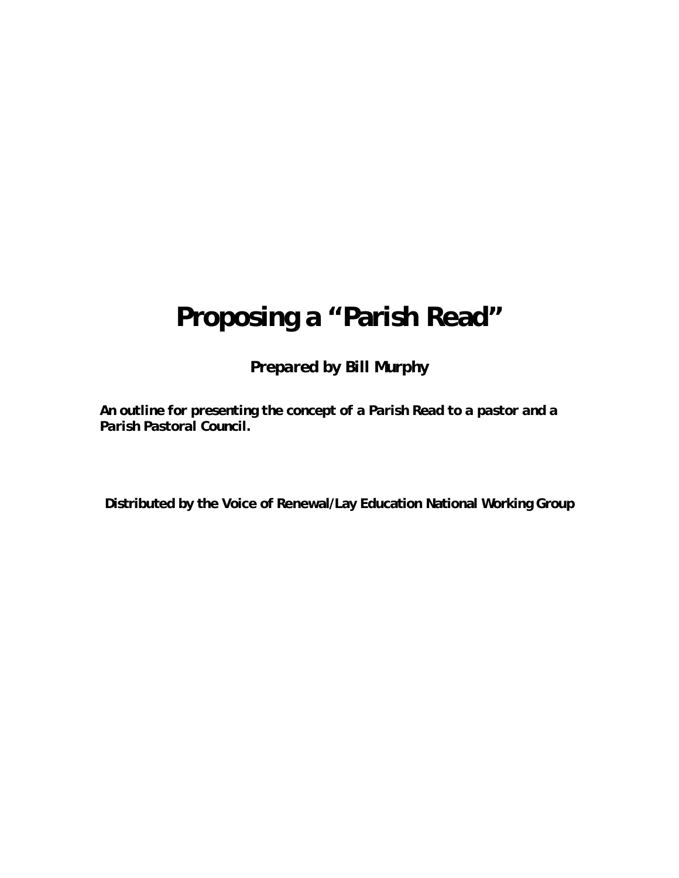# Proposing a "Parish Read"

**Prepared by Bill Murphy**

**An outline for presenting the concept of a Parish Read to a pastor and a Parish Pastoral Council.**

**Distributed by the Voice of Renewal/Lay Education National Working Group**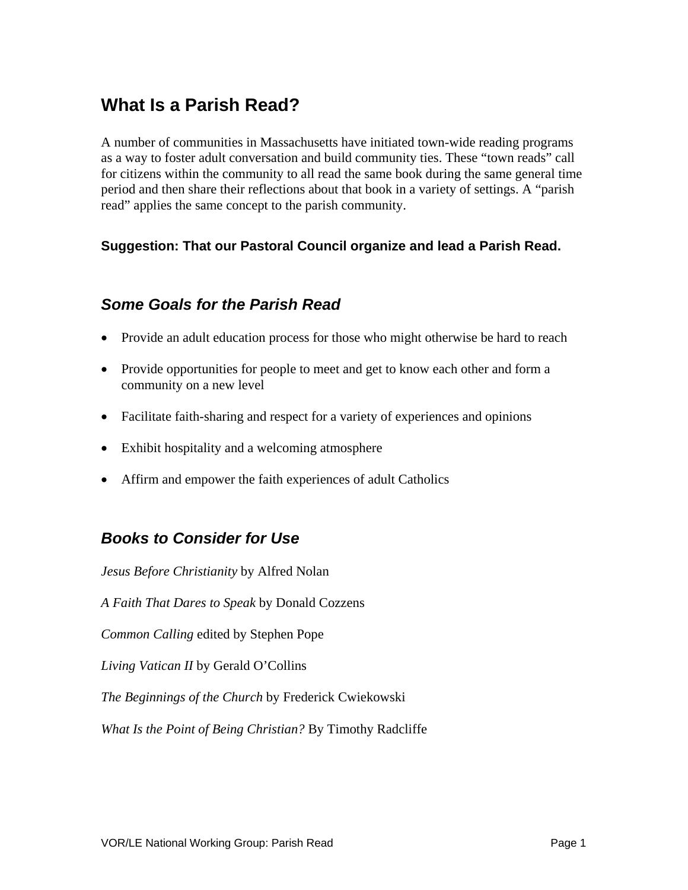# What Is a Parish Read?

A number of communities in Massachusetts have initiated town-wide reading programs as a way to foster adult conversation and build community ties. These "town reads" call for citizens within the community to all read the same book during the same general time period and then share their reflections about that book in a variety of settings. A "parish read" applies the same concept to the parish community.

**Suggestion: That our Pastoral Council organize and lead a Parish Read.**

## *Some Goals for the Parish Read*

- Provide an adult education process for those who might otherwise be hard to reach
- Provide opportunities for people to meet and get to know each other and form a community on a new level
- Facilitate faith-sharing and respect for a variety of experiences and opinions
- Exhibit hospitality and a welcoming atmosphere
- Affirm and empower the faith experiences of adult Catholics

## *Books to Consider for Use*

*Jesus Before Christianity* by Alfred Nolan

*A Faith That Dares to Speak* by Donald Cozzens

*Common Calling* edited by Stephen Pope

*Living Vatican II* by Gerald O'Collins

*The Beginnings of the Church* by Frederick Cwiekowski

*What Is the Point of Being Christian?* By Timothy Radcliffe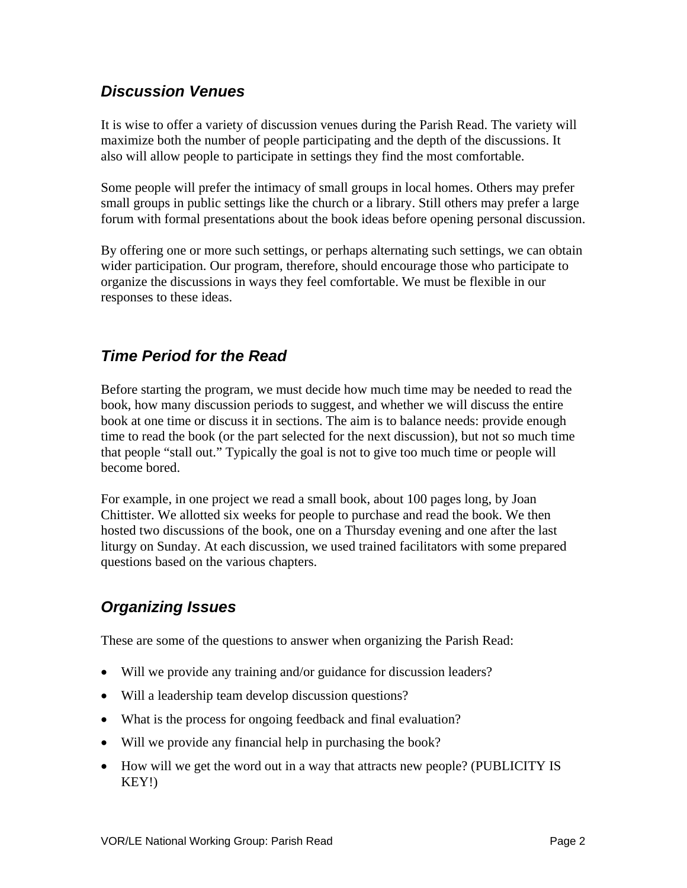## *Discussion Venues*

It is wise to offer a variety of discussion venues during the Parish Read. The variety will maximize both the number of people participating and the depth of the discussions. It also will allow people to participate in settings they find the most comfortable.

Some people will prefer the intimacy of small groups in local homes. Others may prefer small groups in public settings like the church or a library. Still others may prefer a large forum with formal presentations about the book ideas before opening personal discussion.

By offering one or more such settings, or perhaps alternating such settings, we can obtain wider participation. Our program, therefore, should encourage those who participate to organize the discussions in ways they feel comfortable. We must be flexible in our responses to these ideas.

## *Time Period for the Read*

Before starting the program, we must decide how much time may be needed to read the book, how many discussion periods to suggest, and whether we will discuss the entire book at one time or discuss it in sections. The aim is to balance needs: provide enough time to read the book (or the part selected for the next discussion), but not so much time that people "stall out." Typically the goal is not to give too much time or people will become bored.

For example, in one project we read a small book, about 100 pages long, by Joan Chittister. We allotted six weeks for people to purchase and read the book. We then hosted two discussions of the book, one on a Thursday evening and one after the last liturgy on Sunday. At each discussion, we used trained facilitators with some prepared questions based on the various chapters.

## *Organizing Issues*

These are some of the questions to answer when organizing the Parish Read:

- Will we provide any training and/or guidance for discussion leaders?
- Will a leadership team develop discussion questions?
- What is the process for ongoing feedback and final evaluation?
- Will we provide any financial help in purchasing the book?
- How will we get the word out in a way that attracts new people? (PUBLICITY IS KEY!)